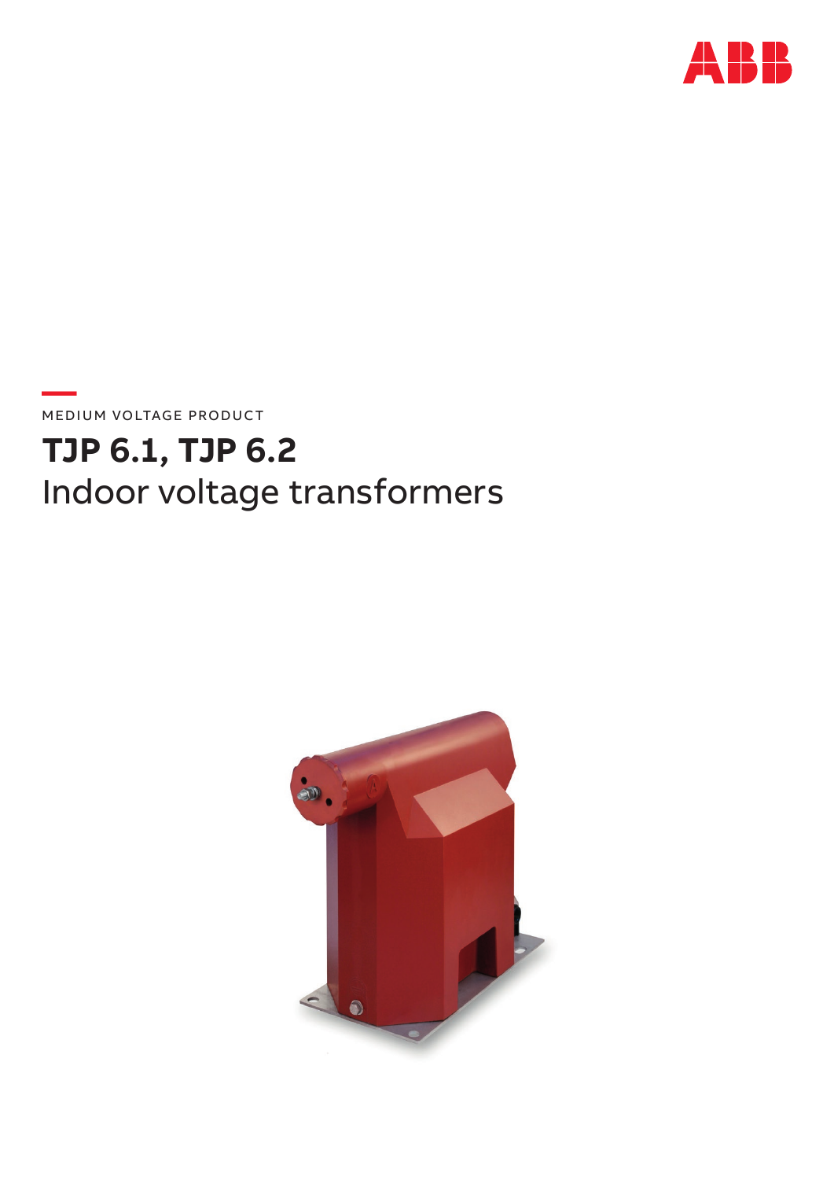MEDIUM VOLTAGE PRODUCT

# TJP 6.1, TJP 6.2

## Indoor voltage transformers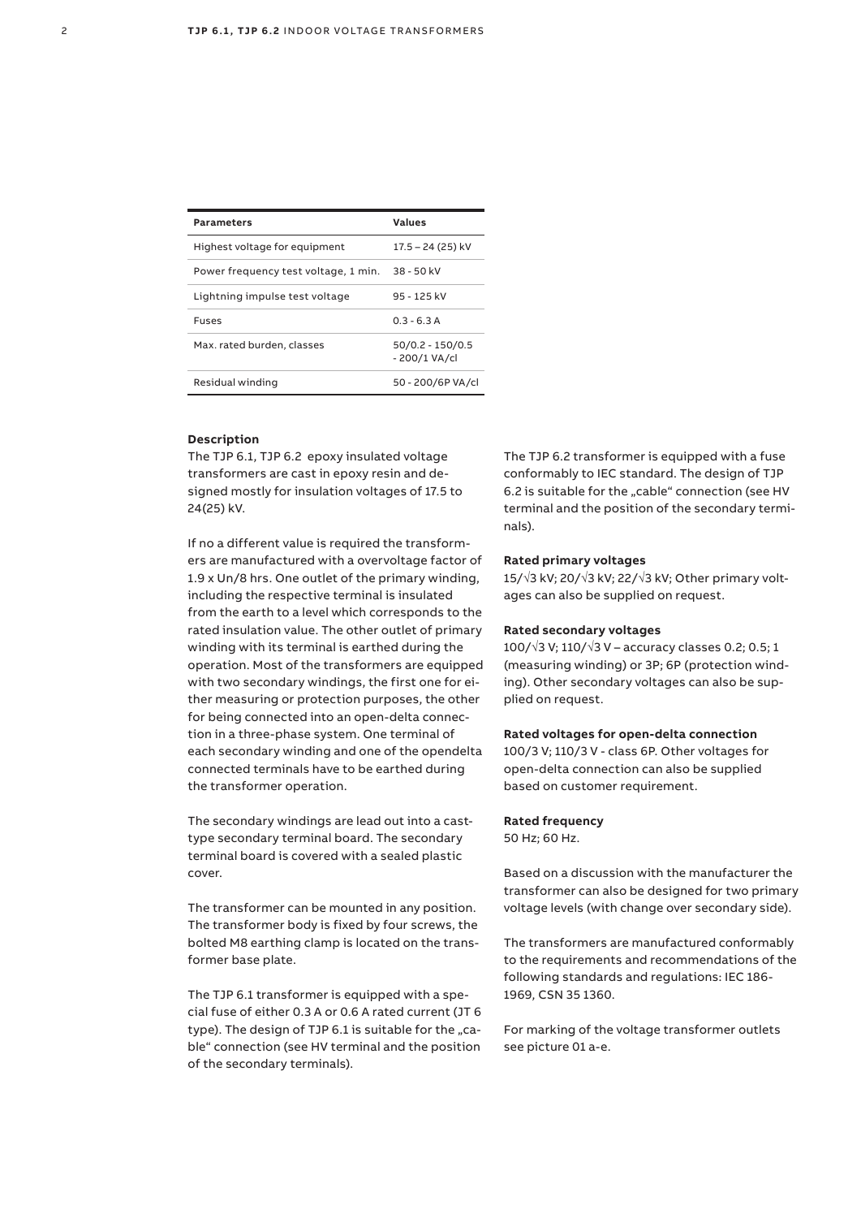| Parameters | Values |
| --- | --- |
| Highest voltage for equipment | 17.5 – 24 (25) kV |
| Power frequency test voltage, 1 min. | 38 - 50 kV |
| Lightning impulse test voltage | 95 - 125 kV |
| Fuses | 0.3 - 6.3 A |
| Max. rated burden, classes | 50/0.2 - 150/0.5 - 200/1 VA/cl |
| Residual winding | 50 - 200/6P VA/cl |

**Description**

The TJP 6.1, TJP 6.2 epoxy insulated voltage transformers are cast in epoxy resin and designed mostly for insulation voltages of 17.5 to 24(25) kV.

If no a different value is required the transformers are manufactured with a overvoltage factor of 1.9 x Un/8 hrs. One outlet of the primary winding, including the respective terminal is insulated from the earth to a level which corresponds to the rated insulation value. The other outlet of primary winding with its terminal is earthed during the operation. Most of the transformers are equipped with two secondary windings, the first one for either measuring or protection purposes, the other for being connected into an open-delta connection in a three-phase system. One terminal of each secondary winding and one of the opendelta connected terminals have to be earthed during the transformer operation.

The secondary windings are lead out into a cast-type secondary terminal board. The secondary terminal board is covered with a sealed plastic cover.

The transformer can be mounted in any position. The transformer body is fixed by four screws, the bolted M8 earthing clamp is located on the transformer base plate.

The TJP 6.1 transformer is equipped with a special fuse of either 0.3 A or 0.6 A rated current (JT 6 type). The design of TJP 6.1 is suitable for the „cable“ connection (see HV terminal and the position of the secondary terminals).

The TJP 6.2 transformer is equipped with a fuse conformably to IEC standard. The design of TJP 6.2 is suitable for the „cable“ connection (see HV terminal and the position of the secondary terminals).

**Rated primary voltages**

15/√3 kV; 20/√3 kV; 22/√3 kV; Other primary voltages can also be supplied on request.

**Rated secondary voltages**

100/√3 V; 110/√3 V – accuracy classes 0.2; 0.5; 1 (measuring winding) or 3P; 6P (protection winding). Other secondary voltages can also be supplied on request.

**Rated voltages for open-delta connection**

100/3 V; 110/3 V - class 6P. Other voltages for open-delta connection can also be supplied based on customer requirement.

**Rated frequency**

50 Hz; 60 Hz.

Based on a discussion with the manufacturer the transformer can also be designed for two primary voltage levels (with change over secondary side).

The transformers are manufactured conformably to the requirements and recommendations of the following standards and regulations: IEC 186-1969, CSN 35 1360.

For marking of the voltage transformer outlets see picture 01 a-e.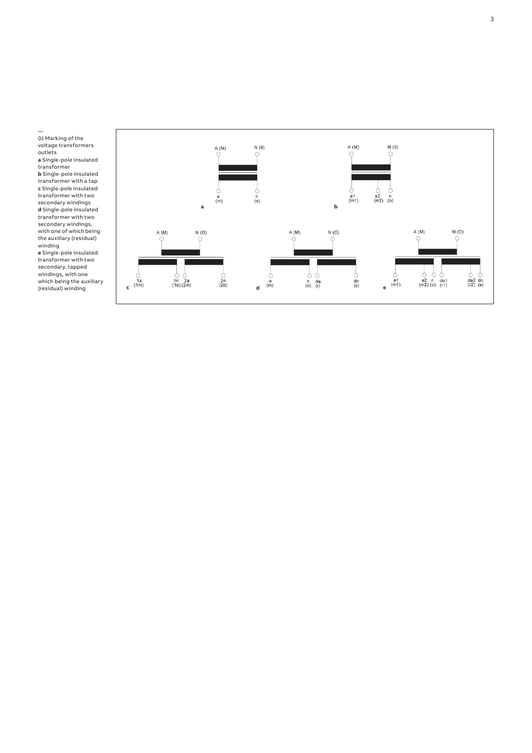—
01 Marking of the voltage transformers outlets
**a** Single-pole insulated transformer
**b** Single-pole insulated transformer with a tap
**c** Single-pole insulated transformer with two secondary windings
**d** Single-pole insulated transformer with two secondary windings, with one of which being the auxiliary (residual) winding
**e** Single-pole insulated transformer with two secondary, tapped windings, with one which being the auxiliary (residual) winding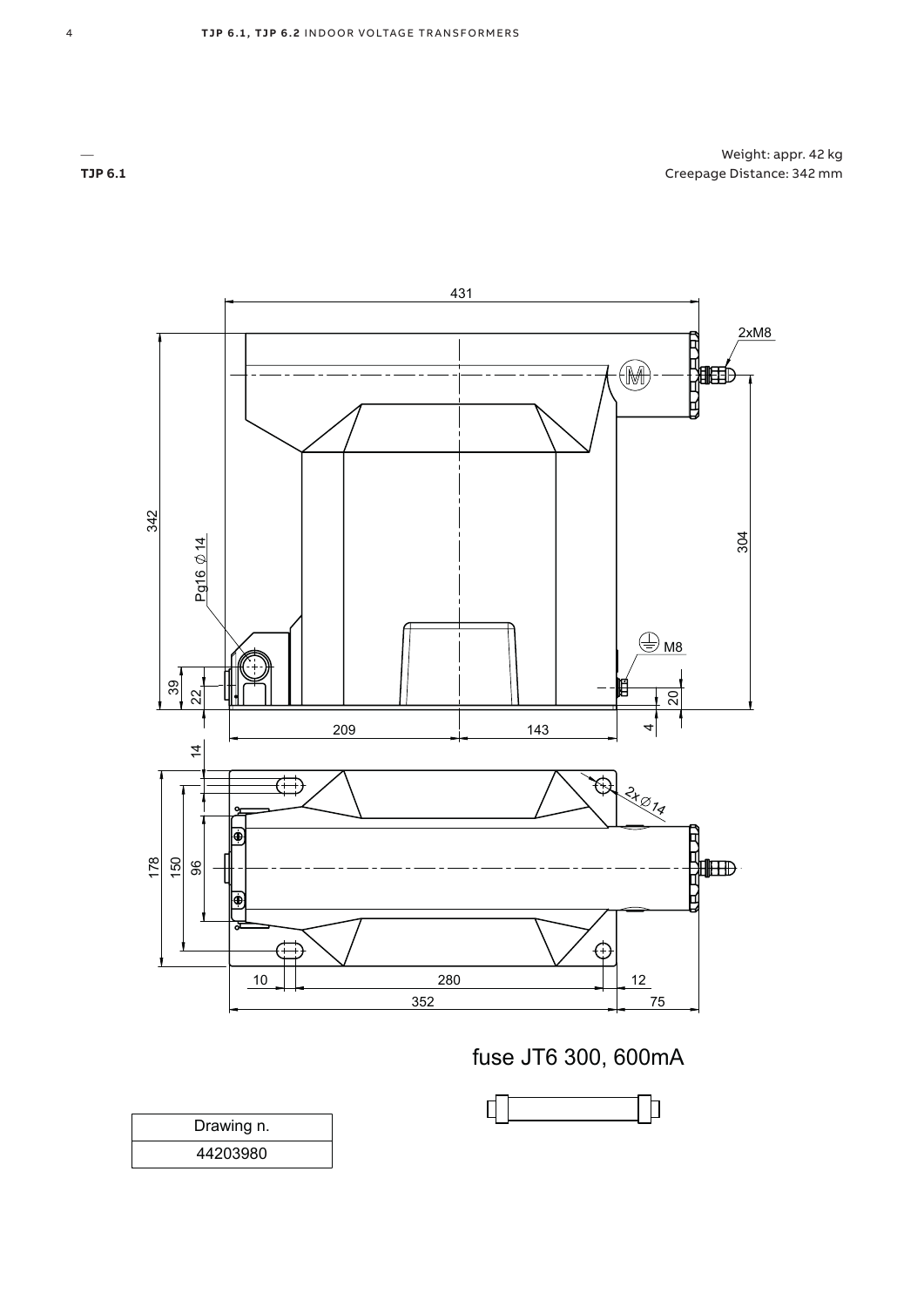## TJP 6.1

Weight: appr. 42 kg
Creepage Distance: 342 mm

431

2xM8

342

304

Pg16 ∅14

M8

39

22

20

209

143

4

14

2x∅14

178

150

96

10

280

12

352

75

fuse JT6 300, 600mA

| Drawing n. |
| --- |
| 44203980 |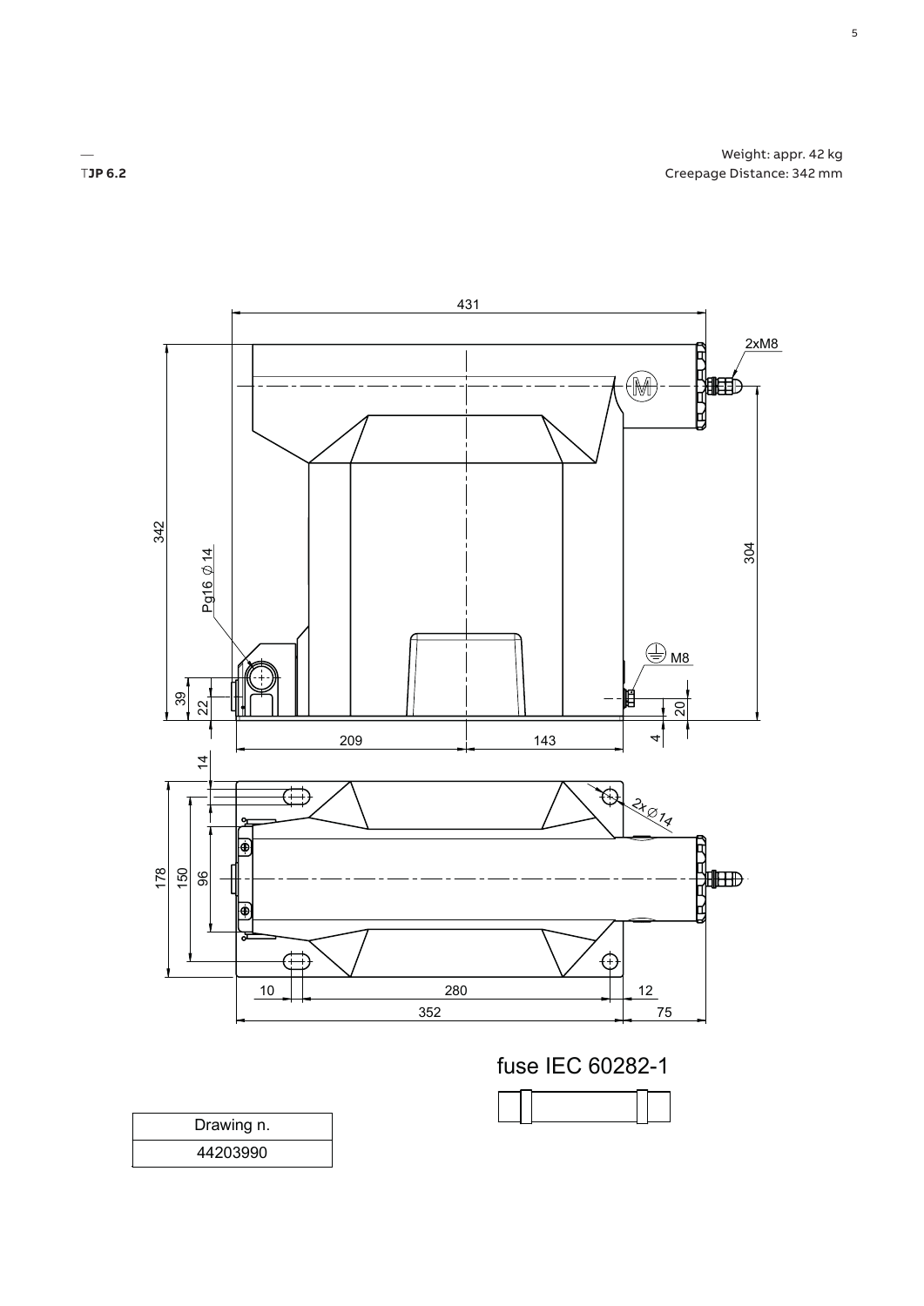TJP 6.2

Weight: appr. 42 kg
Creepage Distance: 342 mm

431

2xM8

342

304

Pg16 ∅14

M8

39

22

20

4

209

143

14

2x∅14

178

150

96

10

280

12

352

75

fuse IEC 60282-1

| Drawing n. |
| --- |
| 44203990 |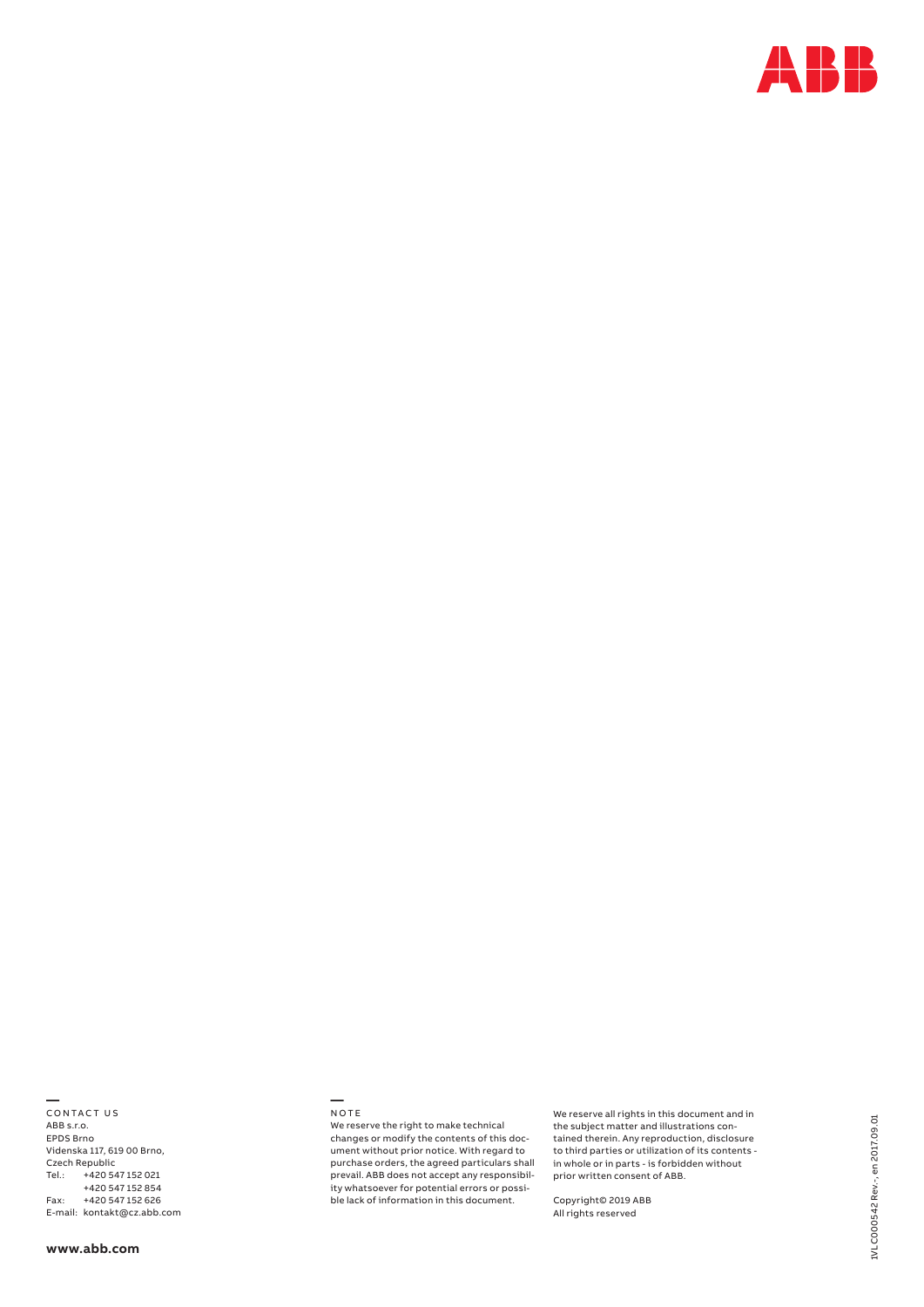## CONTACT US

ABB s.r.o.
EPDS Brno
Videnska 117, 619 00 Brno,
Czech Republic
Tel.: +420 547 152 021
+420 547 152 854
Fax: +420 547 152 626
E-mail: kontakt@cz.abb.com

**www.abb.com**

## NOTE

We reserve the right to make technical changes or modify the contents of this document without prior notice. With regard to purchase orders, the agreed particulars shall prevail. ABB does not accept any responsibility whatsoever for potential errors or possible lack of information in this document.

We reserve all rights in this document and in the subject matter and illustrations contained therein. Any reproduction, disclosure to third parties or utilization of its contents - in whole or in parts - is forbidden without prior written consent of ABB.

Copyright© 2019 ABB
All rights reserved

1VLC000542 Rev.-, en 2017.09.01